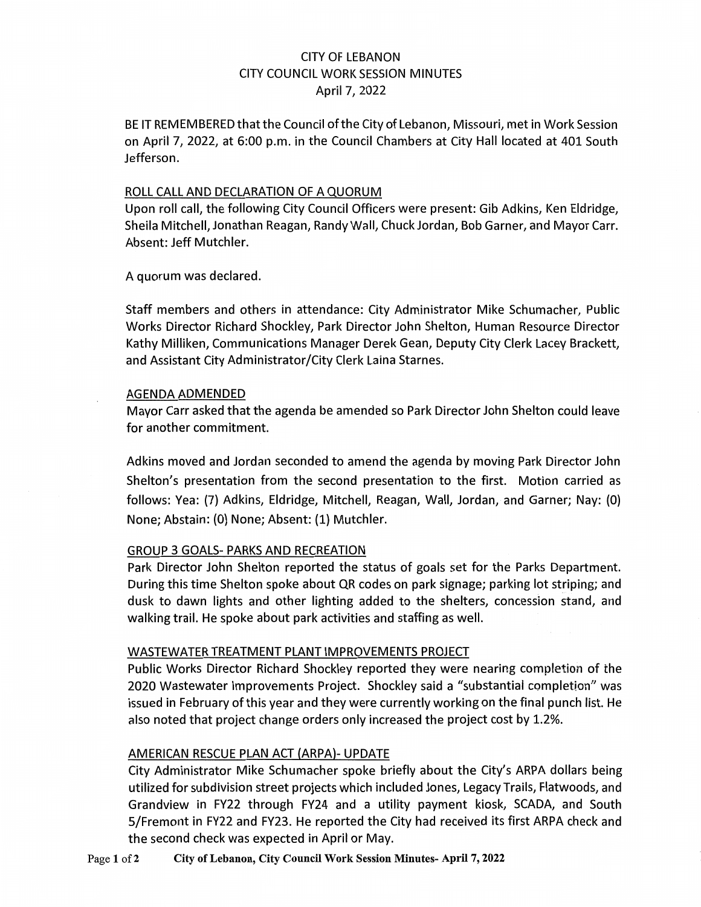# CITY OF LEBANON
## CITY COUNCIL WORK SESSION MINUTES
### April 7, 2022

BE IT REMEMBERED that the Council of the City of Lebanon, Missouri, met in Work Session on April 7, 2022, at 6:00 p.m. in the Council Chambers at City Hall located at 401 South Jefferson.

## ROLL CALL AND DECLARATION OF A QUORUM

Upon roll call, the following City Council Officers were present: Gib Adkins, Ken Eldridge, Sheila Mitchell, Jonathan Reagan, Randy Wall, Chuck Jordan, Bob Garner, and Mayor Carr. Absent: Jeff Mutchler.

A quorum was declared.

Staff members and others in attendance: City Administrator Mike Schumacher, Public Works Director Richard Shockley, Park Director John Shelton, Human Resource Director Kathy Milliken, Communications Manager Derek Gean, Deputy City Clerk Lacey Brackett, and Assistant City Administrator/City Clerk Laina Starnes.

## AGENDA ADMENDED

Mayor Carr asked that the agenda be amended so Park Director John Shelton could leave for another commitment.

Adkins moved and Jordan seconded to amend the agenda by moving Park Director John Shelton's presentation from the second presentation to the first. Motion carried as follows: Yea: (7) Adkins, Eldridge, Mitchell, Reagan, Wall, Jordan, and Garner; Nay: (0) None; Abstain: (0) None; Absent: (1) Mutchler.

## GROUP 3 GOALS- PARKS AND RECREATION

Park Director John Shelton reported the status of goals set for the Parks Department. During this time Shelton spoke about QR codes on park signage; parking lot striping; and dusk to dawn lights and other lighting added to the shelters, concession stand, and walking trail. He spoke about park activities and staffing as well.

## WASTEWATER TREATMENT PLANT IMPROVEMENTS PROJECT

Public Works Director Richard Shockley reported they were nearing completion of the 2020 Wastewater Improvements Project. Shockley said a "substantial completion" was issued in February of this year and they were currently working on the final punch list. He also noted that project change orders only increased the project cost by 1.2%.

## AMERICAN RESCUE PLAN ACT (ARPA)- UPDATE

City Administrator Mike Schumacher spoke briefly about the City's ARPA dollars being utilized for subdivision street projects which included Jones, Legacy Trails, Flatwoods, and Grandview in FY22 through FY24 and a utility payment kiosk, SCADA, and South 5/Fremont in FY22 and FY23. He reported the City had received its first ARPA check and the second check was expected in April or May.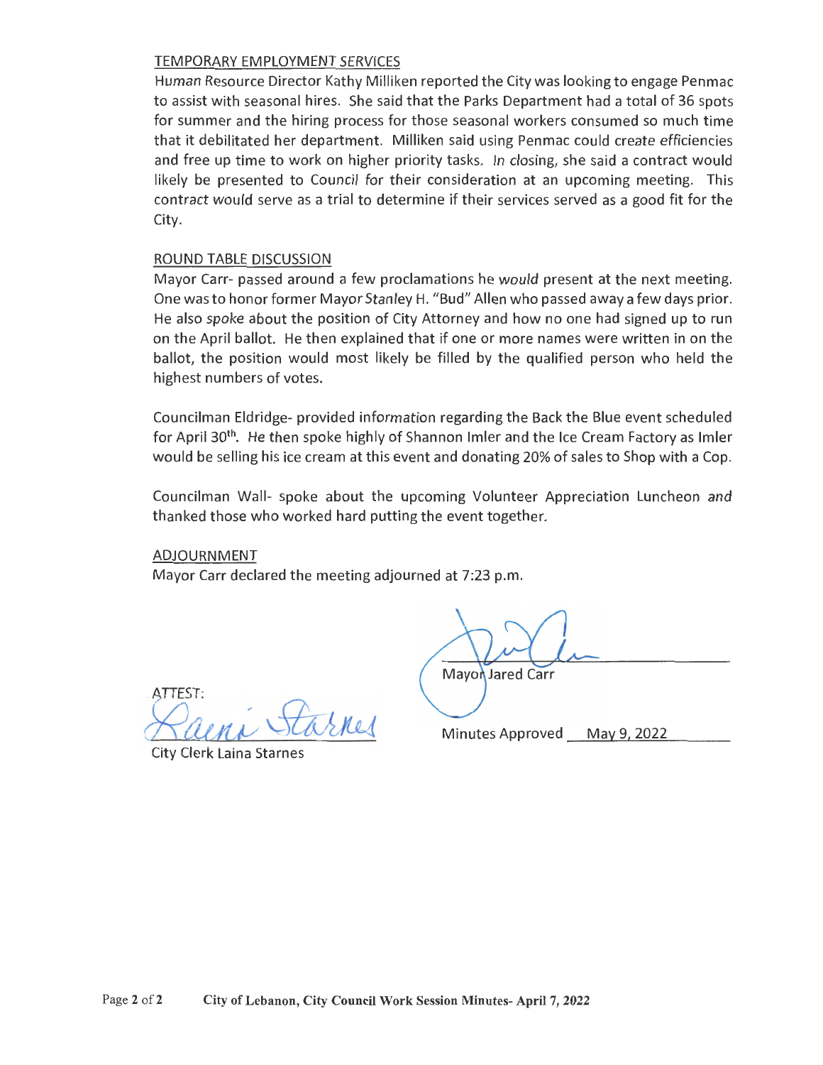TEMPORARY EMPLOYMENT SERVICES

Human Resource Director Kathy Milliken reported the City was looking to engage Penmac to assist with seasonal hires. She said that the Parks Department had a total of 36 spots for summer and the hiring process for those seasonal workers consumed so much time that it debilitated her department. Milliken said using Penmac could create efficiencies and free up time to work on higher priority tasks. In closing, she said a contract would likely be presented to Council for their consideration at an upcoming meeting. This contract would serve as a trial to determine if their services served as a good fit for the City.

ROUND TABLE DISCUSSION

Mayor Carr- passed around a few proclamations he would present at the next meeting. One was to honor former Mayor Stanley H. "Bud" Allen who passed away a few days prior. He also spoke about the position of City Attorney and how no one had signed up to run on the April ballot. He then explained that if one or more names were written in on the ballot, the position would most likely be filled by the qualified person who held the highest numbers of votes.

Councilman Eldridge- provided information regarding the Back the Blue event scheduled for April 30th. He then spoke highly of Shannon Imler and the Ice Cream Factory as Imler would be selling his ice cream at this event and donating 20% of sales to Shop with a Cop.

Councilman Wall- spoke about the upcoming Volunteer Appreciation Luncheon and thanked those who worked hard putting the event together.

ADJOURNMENT

Mayor Carr declared the meeting adjourned at 7:23 p.m.

Mayor Jared Carr

ATTEST:

City Clerk Laina Starnes

Minutes Approved May 9, 2022